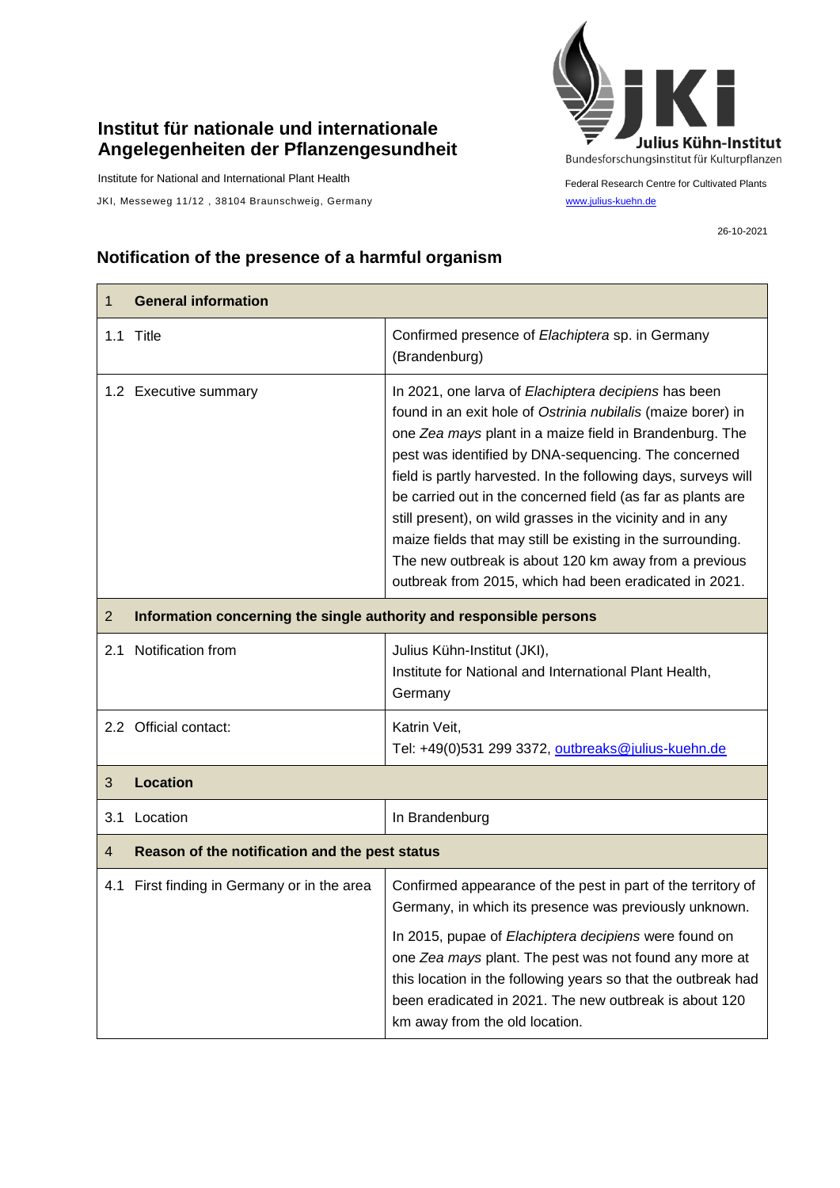**Institut für nationale und internationale Angelegenheiten der Pflanzengesundheit**

Institute for National and International Plant Health

JKI, Messeweg 11/12 , 38104 Braunschweig, Germany

Julius Kühn-Institut
Bundesforschungsinstitut für Kulturpflanzen

Federal Research Centre for Cultivated Plants
www.julius-kuehn.de

26-10-2021

## Notification of the presence of a harmful organism

| 1 **General information** | |
|---|---|
| 1.1 Title | Confirmed presence of *Elachiptera* sp. in Germany (Brandenburg) |
| 1.2 Executive summary | In 2021, one larva of *Elachiptera decipiens* has been found in an exit hole of *Ostrinia nubilalis* (maize borer) in one *Zea mays* plant in a maize field in Brandenburg. The pest was identified by DNA-sequencing. The concerned field is partly harvested. In the following days, surveys will be carried out in the concerned field (as far as plants are still present), on wild grasses in the vicinity and in any maize fields that may still be existing in the surrounding. The new outbreak is about 120 km away from a previous outbreak from 2015, which had been eradicated in 2021. |
| 2 **Information concerning the single authority and responsible persons** | |
| 2.1 Notification from | Julius Kühn-Institut (JKI), Institute for National and International Plant Health, Germany |
| 2.2 Official contact: | Katrin Veit, Tel: +49(0)531 299 3372, outbreaks@julius-kuehn.de |
| 3 **Location** | |
| 3.1 Location | In Brandenburg |
| 4 **Reason of the notification and the pest status** | |
| 4.1 First finding in Germany or in the area | Confirmed appearance of the pest in part of the territory of Germany, in which its presence was previously unknown.<br><br>In 2015, pupae of *Elachiptera decipiens* were found on one *Zea mays* plant. The pest was not found any more at this location in the following years so that the outbreak had been eradicated in 2021. The new outbreak is about 120 km away from the old location. |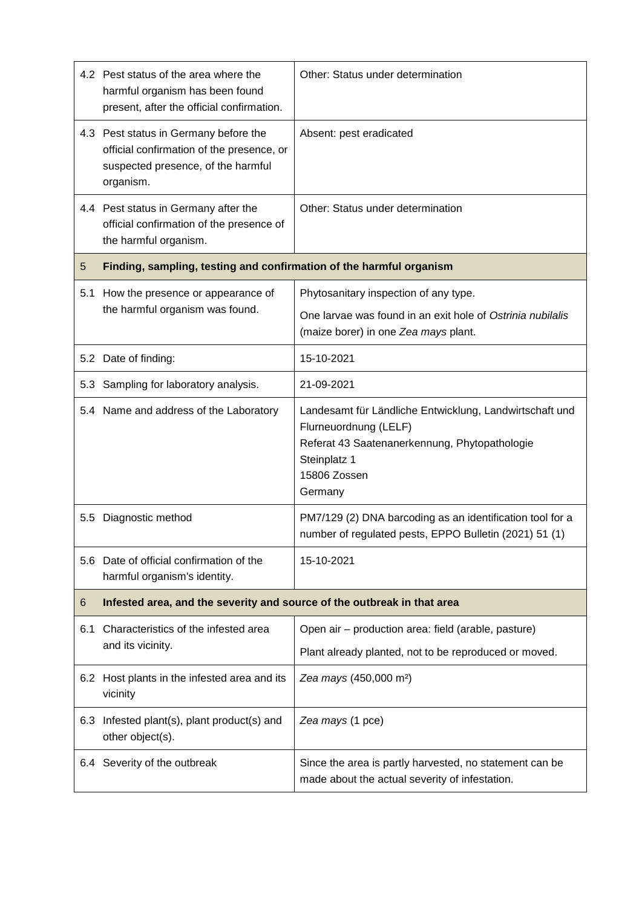| | | |
|---|---|---|
| 4.2 | Pest status of the area where the harmful organism has been found present, after the official confirmation. | Other: Status under determination |
| 4.3 | Pest status in Germany before the official confirmation of the presence, or suspected presence, of the harmful organism. | Absent: pest eradicated |
| 4.4 | Pest status in Germany after the official confirmation of the presence of the harmful organism. | Other: Status under determination |
| **5** | **Finding, sampling, testing and confirmation of the harmful organism** | |
| 5.1 | How the presence or appearance of the harmful organism was found. | Phytosanitary inspection of any type.<br>One larvae was found in an exit hole of *Ostrinia nubilalis* (maize borer) in one *Zea mays* plant. |
| 5.2 | Date of finding: | 15-10-2021 |
| 5.3 | Sampling for laboratory analysis. | 21-09-2021 |
| 5.4 | Name and address of the Laboratory | Landesamt für Ländliche Entwicklung, Landwirtschaft und Flurneuordnung (LELF)<br>Referat 43 Saatenanerkennung, Phytopathologie<br>Steinplatz 1<br>15806 Zossen<br>Germany |
| 5.5 | Diagnostic method | PM7/129 (2) DNA barcoding as an identification tool for a number of regulated pests, EPPO Bulletin (2021) 51 (1) |
| 5.6 | Date of official confirmation of the harmful organism's identity. | 15-10-2021 |
| **6** | **Infested area, and the severity and source of the outbreak in that area** | |
| 6.1 | Characteristics of the infested area and its vicinity. | Open air – production area: field (arable, pasture)<br>Plant already planted, not to be reproduced or moved. |
| 6.2 | Host plants in the infested area and its vicinity | *Zea mays* (450,000 m²) |
| 6.3 | Infested plant(s), plant product(s) and other object(s). | *Zea mays* (1 pce) |
| 6.4 | Severity of the outbreak | Since the area is partly harvested, no statement can be made about the actual severity of infestation. |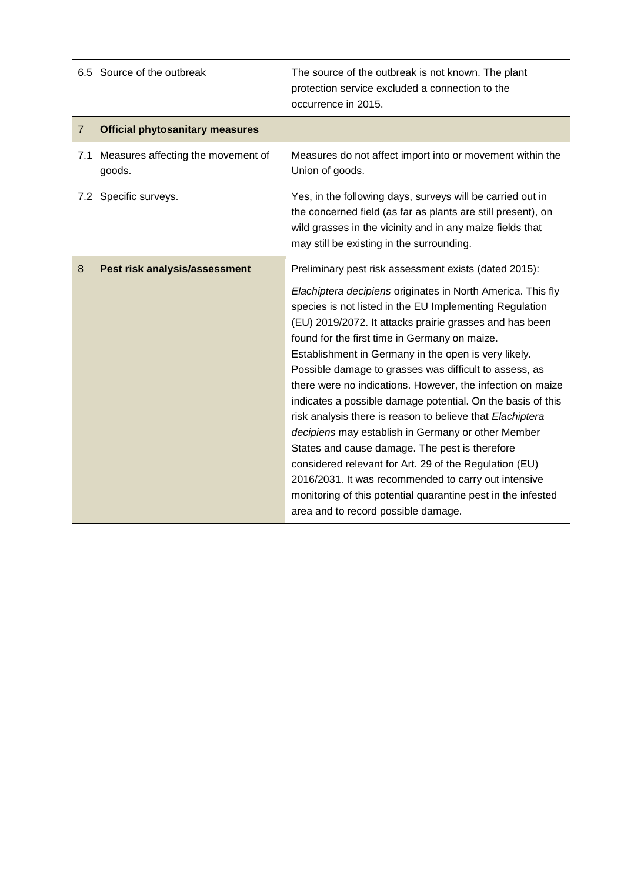| | | |
|---|---|---|
| 6.5 | Source of the outbreak | The source of the outbreak is not known. The plant protection service excluded a connection to the occurrence in 2015. |
| 7 | **Official phytosanitary measures** | |
| 7.1 | Measures affecting the movement of goods. | Measures do not affect import into or movement within the Union of goods. |
| 7.2 | Specific surveys. | Yes, in the following days, surveys will be carried out in the concerned field (as far as plants are still present), on wild grasses in the vicinity and in any maize fields that may still be existing in the surrounding. |
| 8 | **Pest risk analysis/assessment** | Preliminary pest risk assessment exists (dated 2015):<br><br>*Elachiptera decipiens* originates in North America. This fly species is not listed in the EU Implementing Regulation (EU) 2019/2072. It attacks prairie grasses and has been found for the first time in Germany on maize. Establishment in Germany in the open is very likely. Possible damage to grasses was difficult to assess, as there were no indications. However, the infection on maize indicates a possible damage potential. On the basis of this risk analysis there is reason to believe that *Elachiptera decipiens* may establish in Germany or other Member States and cause damage. The pest is therefore considered relevant for Art. 29 of the Regulation (EU) 2016/2031. It was recommended to carry out intensive monitoring of this potential quarantine pest in the infested area and to record possible damage. |